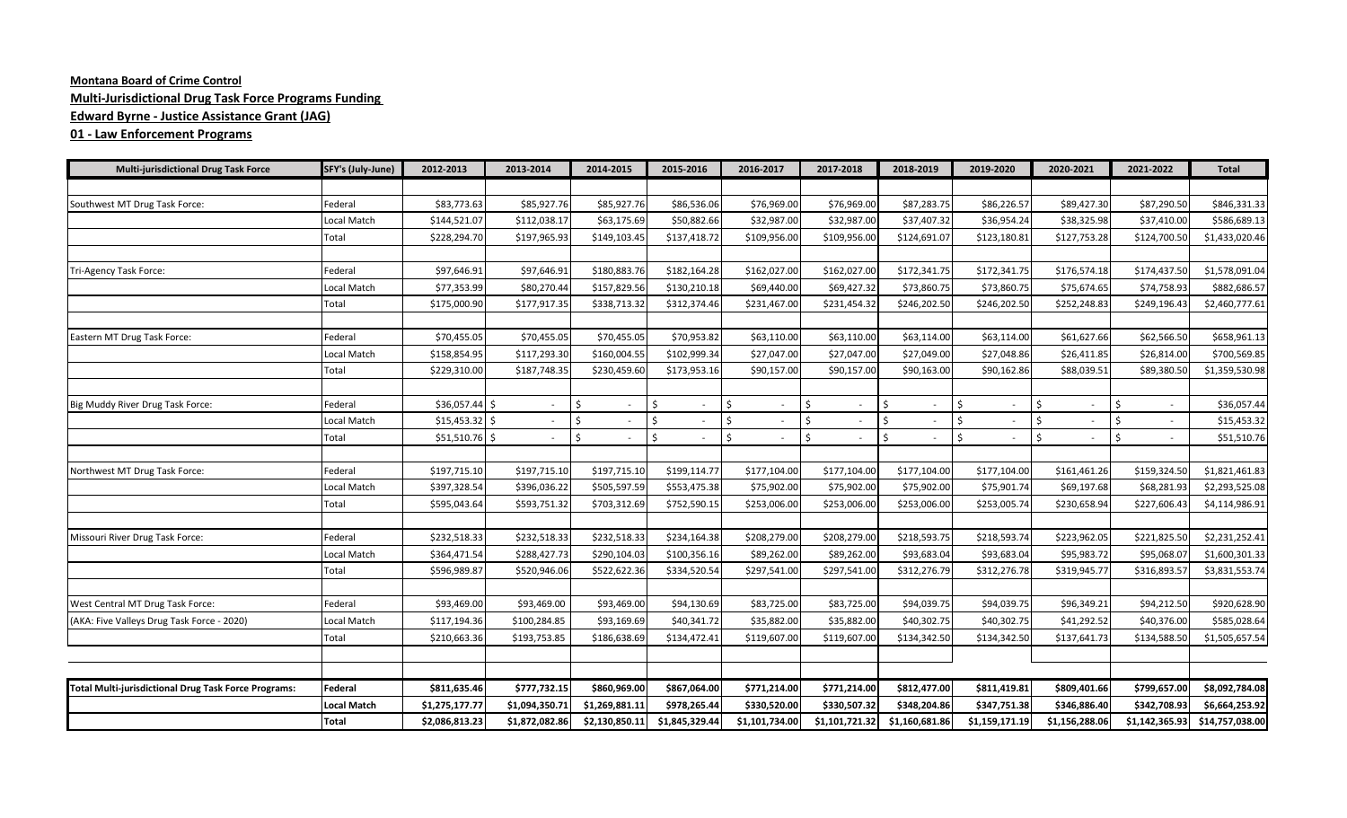**Montana Board of Crime Control**

**Multi-Jurisdictional Drug Task Force Programs Funding**

**Edward Byrne - Justice Assistance Grant (JAG)**

**01 - Law Enforcement Programs**

| Multi-jurisdictional Drug Task Force | SFY's (July-June) | 2012-2013 | 2013-2014 | 2014-2015 | 2015-2016 | 2016-2017 | 2017-2018 | 2018-2019 | 2019-2020 | 2020-2021 | 2021-2022 | Total |
|---|---|---|---|---|---|---|---|---|---|---|---|---|
| Southwest MT Drug Task Force: | Federal | $83,773.63 | $85,927.76 | $85,927.76 | $86,536.06 | $76,969.00 | $76,969.00 | $87,283.75 | $86,226.57 | $89,427.30 | $87,290.50 | $846,331.33 |
| | Local Match | $144,521.07 | $112,038.17 | $63,175.69 | $50,882.66 | $32,987.00 | $32,987.00 | $37,407.32 | $36,954.24 | $38,325.98 | $37,410.00 | $586,689.13 |
| | Total | $228,294.70 | $197,965.93 | $149,103.45 | $137,418.72 | $109,956.00 | $109,956.00 | $124,691.07 | $123,180.81 | $127,753.28 | $124,700.50 | $1,433,020.46 |
| Tri-Agency Task Force: | Federal | $97,646.91 | $97,646.91 | $180,883.76 | $182,164.28 | $162,027.00 | $162,027.00 | $172,341.75 | $172,341.75 | $176,574.18 | $174,437.50 | $1,578,091.04 |
| | Local Match | $77,353.99 | $80,270.44 | $157,829.56 | $130,210.18 | $69,440.00 | $69,427.32 | $73,860.75 | $73,860.75 | $75,674.65 | $74,758.93 | $882,686.57 |
| | Total | $175,000.90 | $177,917.35 | $338,713.32 | $312,374.46 | $231,467.00 | $231,454.32 | $246,202.50 | $246,202.50 | $252,248.83 | $249,196.43 | $2,460,777.61 |
| Eastern MT Drug Task Force: | Federal | $70,455.05 | $70,455.05 | $70,455.05 | $70,953.82 | $63,110.00 | $63,110.00 | $63,114.00 | $63,114.00 | $61,627.66 | $62,566.50 | $658,961.13 |
| | Local Match | $158,854.95 | $117,293.30 | $160,004.55 | $102,999.34 | $27,047.00 | $27,047.00 | $27,049.00 | $27,048.86 | $26,411.85 | $26,814.00 | $700,569.85 |
| | Total | $229,310.00 | $187,748.35 | $230,459.60 | $173,953.16 | $90,157.00 | $90,157.00 | $90,163.00 | $90,162.86 | $88,039.51 | $89,380.50 | $1,359,530.98 |
| Big Muddy River Drug Task Force: | Federal | $36,057.44 | $ - | $ - | $ - | $ - | $ - | $ - | $ - | $ - | $ - | $36,057.44 |
| | Local Match | $15,453.32 | $ - | $ - | $ - | $ - | $ - | $ - | $ - | $ - | $ - | $15,453.32 |
| | Total | $51,510.76 | $ - | $ - | $ - | $ - | $ - | $ - | $ - | $ - | $ - | $51,510.76 |
| Northwest MT Drug Task Force: | Federal | $197,715.10 | $197,715.10 | $197,715.10 | $199,114.77 | $177,104.00 | $177,104.00 | $177,104.00 | $177,104.00 | $161,461.26 | $159,324.50 | $1,821,461.83 |
| | Local Match | $397,328.54 | $396,036.22 | $505,597.59 | $553,475.38 | $75,902.00 | $75,902.00 | $75,902.00 | $75,901.74 | $69,197.68 | $68,281.93 | $2,293,525.08 |
| | Total | $595,043.64 | $593,751.32 | $703,312.69 | $752,590.15 | $253,006.00 | $253,006.00 | $253,006.00 | $253,005.74 | $230,658.94 | $227,606.43 | $4,114,986.91 |
| Missouri River Drug Task Force: | Federal | $232,518.33 | $232,518.33 | $232,518.33 | $234,164.38 | $208,279.00 | $208,279.00 | $218,593.75 | $218,593.74 | $223,962.05 | $221,825.50 | $2,231,252.41 |
| | Local Match | $364,471.54 | $288,427.73 | $290,104.03 | $100,356.16 | $89,262.00 | $89,262.00 | $93,683.04 | $93,683.04 | $95,983.72 | $95,068.07 | $1,600,301.33 |
| | Total | $596,989.87 | $520,946.06 | $522,622.36 | $334,520.54 | $297,541.00 | $297,541.00 | $312,276.79 | $312,276.78 | $319,945.77 | $316,893.57 | $3,831,553.74 |
| West Central MT Drug Task Force: | Federal | $93,469.00 | $93,469.00 | $93,469.00 | $94,130.69 | $83,725.00 | $83,725.00 | $94,039.75 | $94,039.75 | $96,349.21 | $94,212.50 | $920,628.90 |
| (AKA: Five Valleys Drug Task Force - 2020) | Local Match | $117,194.36 | $100,284.85 | $93,169.69 | $40,341.72 | $35,882.00 | $35,882.00 | $40,302.75 | $40,302.75 | $41,292.52 | $40,376.00 | $585,028.64 |
| | Total | $210,663.36 | $193,753.85 | $186,638.69 | $134,472.41 | $119,607.00 | $119,607.00 | $134,342.50 | $134,342.50 | $137,641.73 | $134,588.50 | $1,505,657.54 |
| **Total Multi-jurisdictional Drug Task Force Programs:** | **Federal** | **$811,635.46** | **$777,732.15** | **$860,969.00** | **$867,064.00** | **$771,214.00** | **$771,214.00** | **$812,477.00** | **$811,419.81** | **$809,401.66** | **$799,657.00** | **$8,092,784.08** |
| | **Local Match** | **$1,275,177.77** | **$1,094,350.71** | **$1,269,881.11** | **$978,265.44** | **$330,520.00** | **$330,507.32** | **$348,204.86** | **$347,751.38** | **$346,886.40** | **$342,708.93** | **$6,664,253.92** |
| | **Total** | **$2,086,813.23** | **$1,872,082.86** | **$2,130,850.11** | **$1,845,329.44** | **$1,101,734.00** | **$1,101,721.32** | **$1,160,681.86** | **$1,159,171.19** | **$1,156,288.06** | **$1,142,365.93** | **$14,757,038.00** |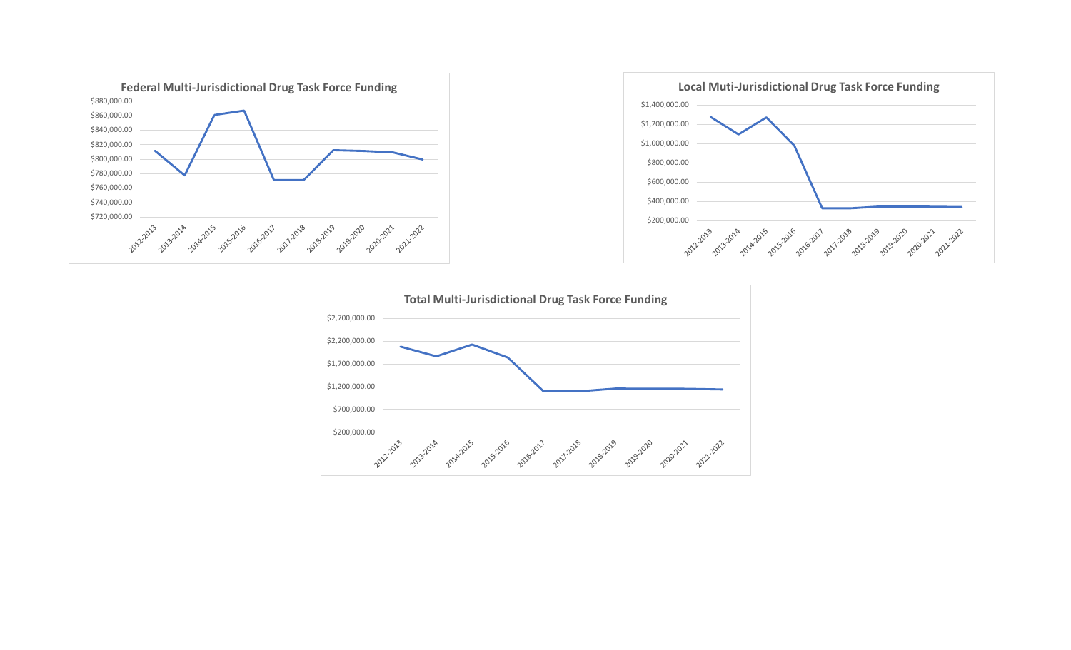Federal Multi-Jurisdictional Drug Task Force Funding

$880,000.00
$860,000.00
$840,000.00
$820,000.00
$800,000.00
$780,000.00
$760,000.00
$740,000.00
$720,000.00

2012-2013
2013-2014
2014-2015
2015-2016
2016-2017
2017-2018
2018-2019
2019-2020
2020-2021
2021-2022

Local Muti-Jurisdictional Drug Task Force Funding

$1,400,000.00
$1,200,000.00
$1,000,000.00
$800,000.00
$600,000.00
$400,000.00
$200,000.00

2012-2013
2013-2014
2014-2015
2015-2016
2016-2017
2017-2018
2018-2019
2019-2020
2020-2021
2021-2022

Total Multi-Jurisdictional Drug Task Force Funding

$2,700,000.00
$2,200,000.00
$1,700,000.00
$1,200,000.00
$700,000.00
$200,000.00

2012-2013
2013-2014
2014-2015
2015-2016
2016-2017
2017-2018
2018-2019
2019-2020
2020-2021
2021-2022